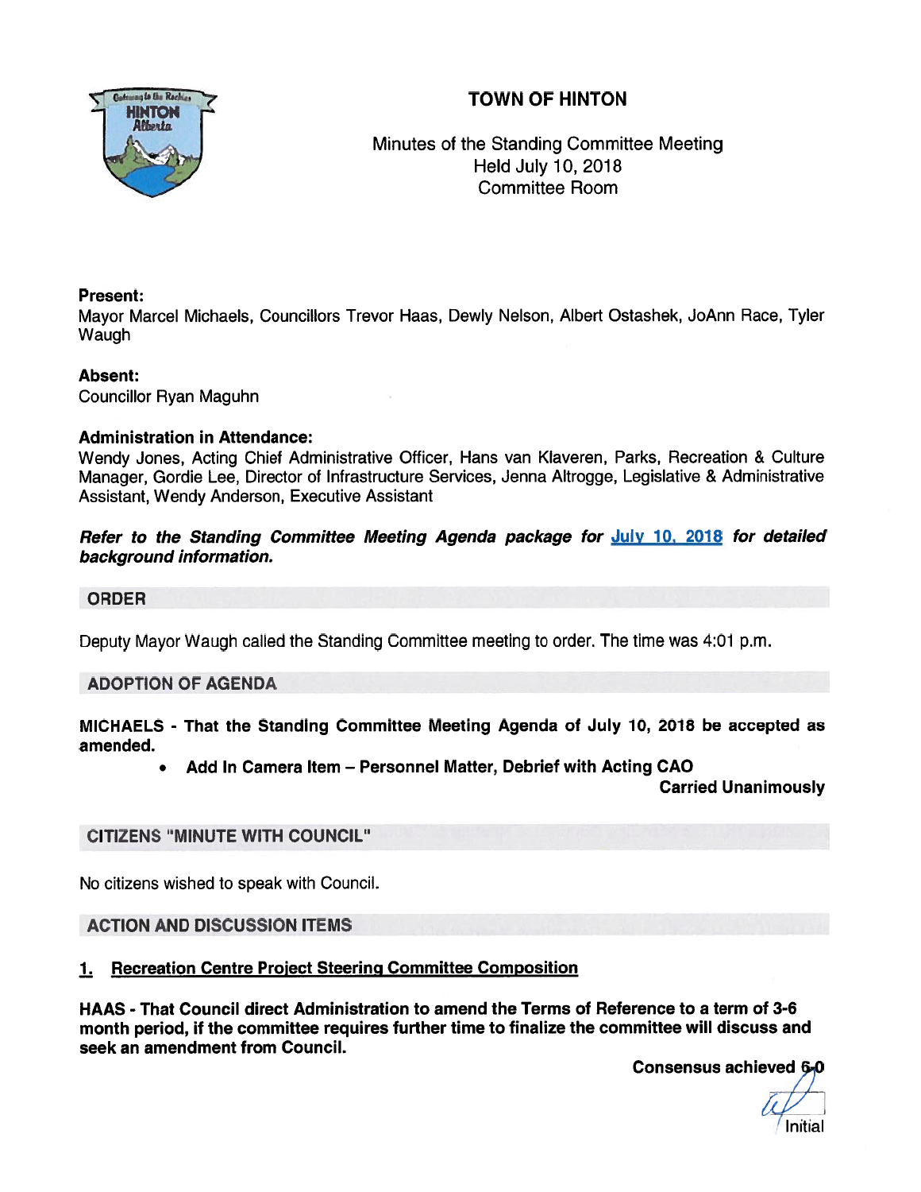# TOWN OF HINTON

Minutes of the Standing Committee Meeting
Held July 10, 2018
Committee Room

**Present:**
Mayor Marcel Michaels, Councillors Trevor Haas, Dewly Nelson, Albert Ostashek, JoAnn Race, Tyler Waugh

**Absent:**
Councillor Ryan Maguhn

**Administration in Attendance:**
Wendy Jones, Acting Chief Administrative Officer, Hans van Klaveren, Parks, Recreation & Culture Manager, Gordie Lee, Director of Infrastructure Services, Jenna Altrogge, Legislative & Administrative Assistant, Wendy Anderson, Executive Assistant

***Refer to the Standing Committee Meeting Agenda package for July 10, 2018 for detailed background information.***

## ORDER

Deputy Mayor Waugh called the Standing Committee meeting to order. The time was 4:01 p.m.

## ADOPTION OF AGENDA

**MICHAELS - That the Standing Committee Meeting Agenda of July 10, 2018 be accepted as amended.**

- **Add In Camera Item – Personnel Matter, Debrief with Acting CAO**

**Carried Unanimously**

## CITIZENS "MINUTE WITH COUNCIL"

No citizens wished to speak with Council.

## ACTION AND DISCUSSION ITEMS

### 1. Recreation Centre Project Steering Committee Composition

**HAAS - That Council direct Administration to amend the Terms of Reference to a term of 3-6 month period, if the committee requires further time to finalize the committee will discuss and seek an amendment from Council.**

**Consensus achieved 6-0**

Initial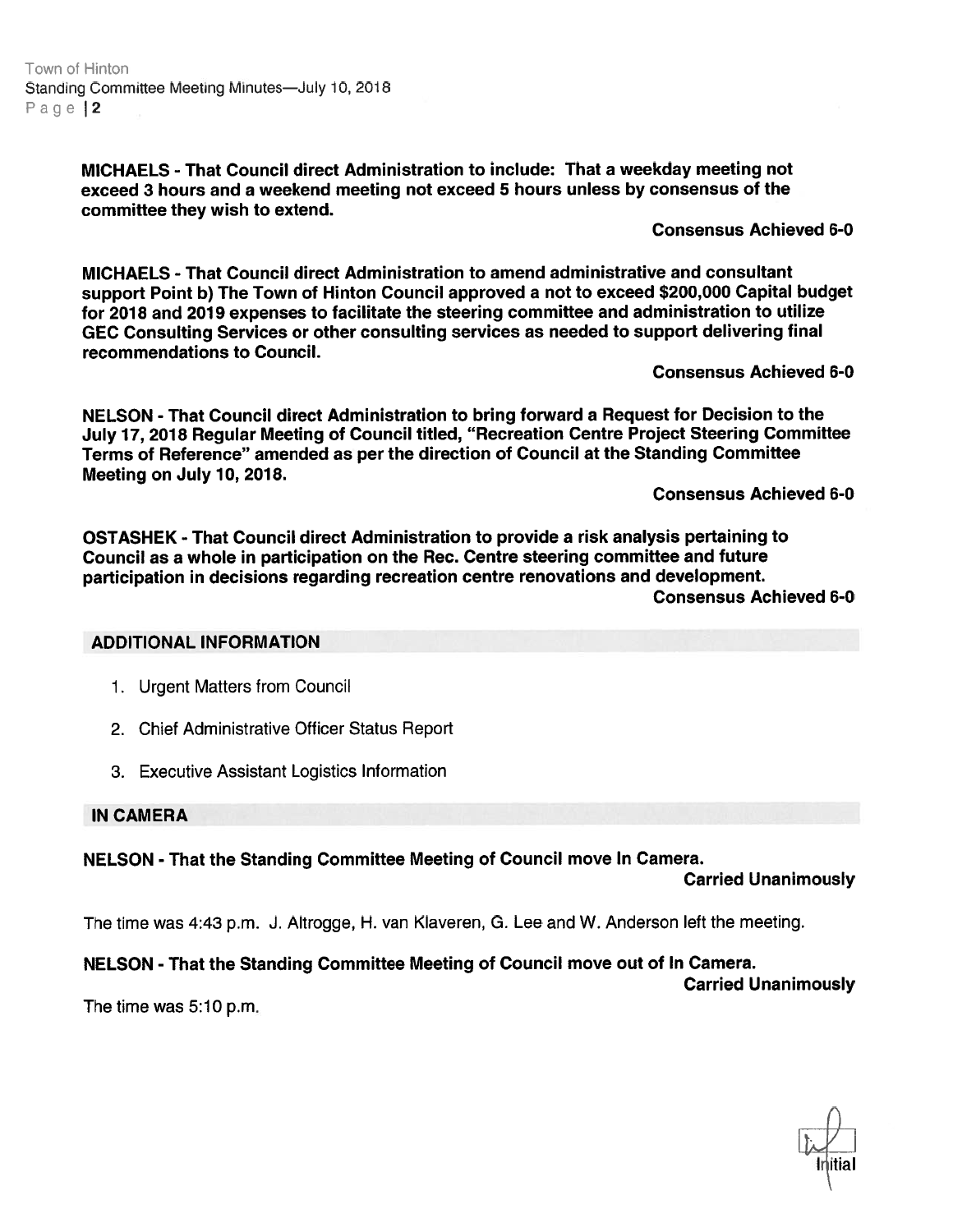**MICHAELS - That Council direct Administration to include: That a weekday meeting not exceed 3 hours and a weekend meeting not exceed 5 hours unless by consensus of the committee they wish to extend.**

**Consensus Achieved 6-0**

**MICHAELS - That Council direct Administration to amend administrative and consultant support Point b) The Town of Hinton Council approved a not to exceed $200,000 Capital budget for 2018 and 2019 expenses to facilitate the steering committee and administration to utilize GEC Consulting Services or other consulting services as needed to support delivering final recommendations to Council.**

**Consensus Achieved 6-0**

**NELSON - That Council direct Administration to bring forward a Request for Decision to the July 17, 2018 Regular Meeting of Council titled, "Recreation Centre Project Steering Committee Terms of Reference" amended as per the direction of Council at the Standing Committee Meeting on July 10, 2018.**

**Consensus Achieved 6-0**

**OSTASHEK - That Council direct Administration to provide a risk analysis pertaining to Council as a whole in participation on the Rec. Centre steering committee and future participation in decisions regarding recreation centre renovations and development.**

**Consensus Achieved 6-0**

## ADDITIONAL INFORMATION

1. Urgent Matters from Council
2. Chief Administrative Officer Status Report
3. Executive Assistant Logistics Information

## IN CAMERA

**NELSON - That the Standing Committee Meeting of Council move In Camera.**

**Carried Unanimously**

The time was 4:43 p.m. J. Altrogge, H. van Klaveren, G. Lee and W. Anderson left the meeting.

**NELSON - That the Standing Committee Meeting of Council move out of In Camera.**

**Carried Unanimously**

The time was 5:10 p.m.

Initial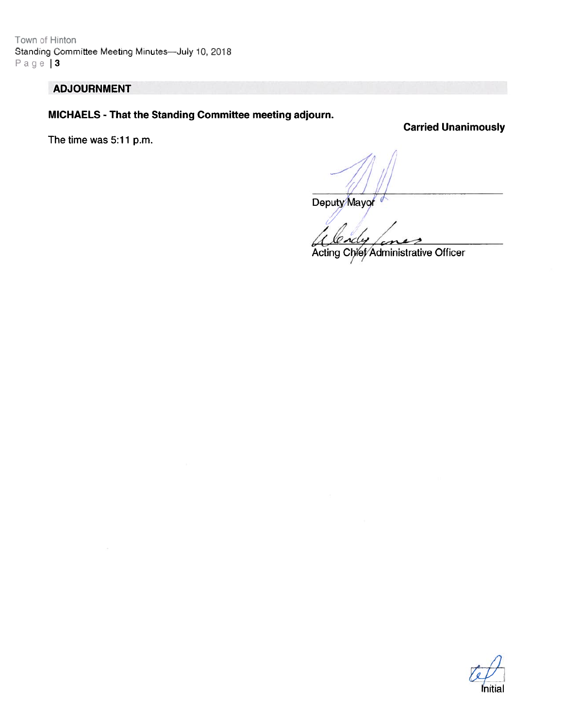## ADJOURNMENT

**MICHAELS - That the Standing Committee meeting adjourn.**

**Carried Unanimously**

The time was 5:11 p.m.

Deputy Mayor

Acting Chief Administrative Officer

Initial